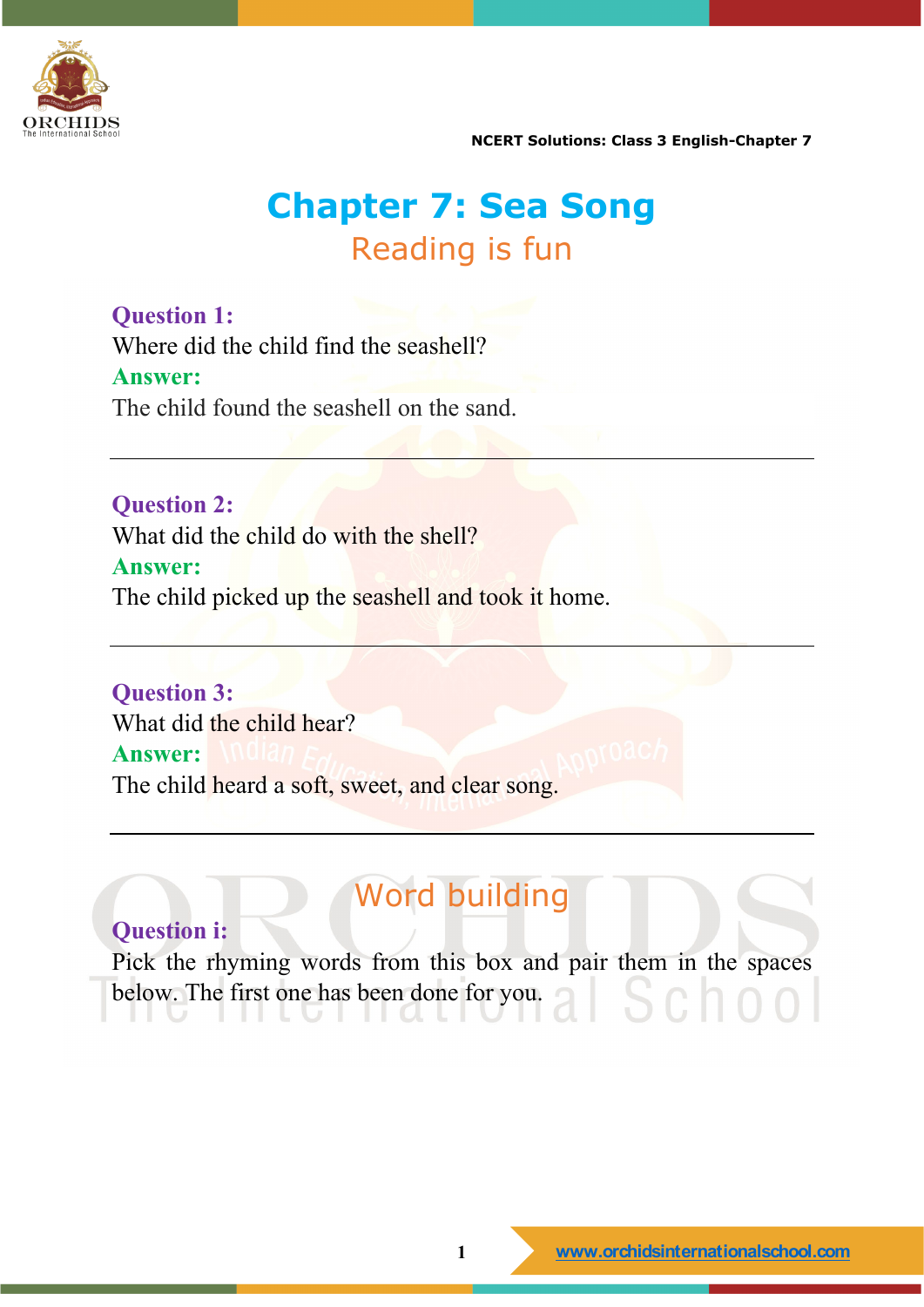# Chapter 7: Sea Song

## Reading is fun

**Question 1:**
Where did the child find the seashell?
**Answer:**
The child found the seashell on the sand.

---

**Question 2:**
What did the child do with the shell?
**Answer:**
The child picked up the seashell and took it home.

---

**Question 3:**
What did the child hear?
**Answer:**
The child heard a soft, sweet, and clear song.

---

## Word building

**Question i:**
Pick the rhyming words from this box and pair them in the spaces below. The first one has been done for you.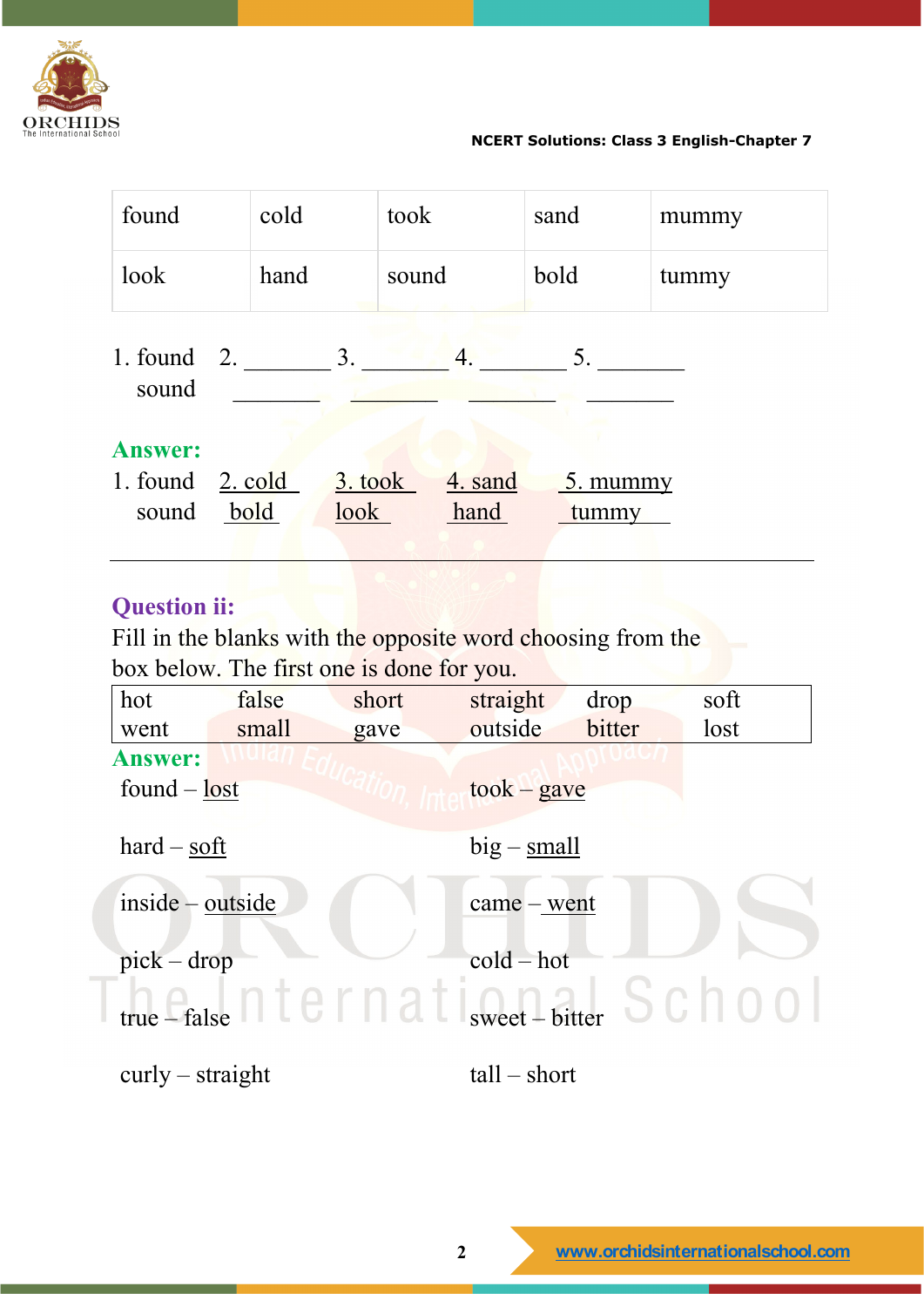| found | cold | took | sand | mummy |
|---|---|---|---|---|
| look | hand | sound | bold | tummy |

1. found 2. ________ 3. ________ 4. ________ 5. ________
   sound ________ ________ ________ ________

**Answer:**

1. found 2. cold 3. took 4. sand 5. mummy
   sound bold look hand tummy

---

**Question ii:**

Fill in the blanks with the opposite word choosing from the box below. The first one is done for you.

| hot | false | short | straight | drop | soft |
|---|---|---|---|---|---|
| went | small | gave | outside | bitter | lost |

**Answer:**

found – lost

took – gave

hard – soft

big – small

inside – outside

came – went

pick – drop

cold – hot

true – false

sweet – bitter

curly – straight

tall – short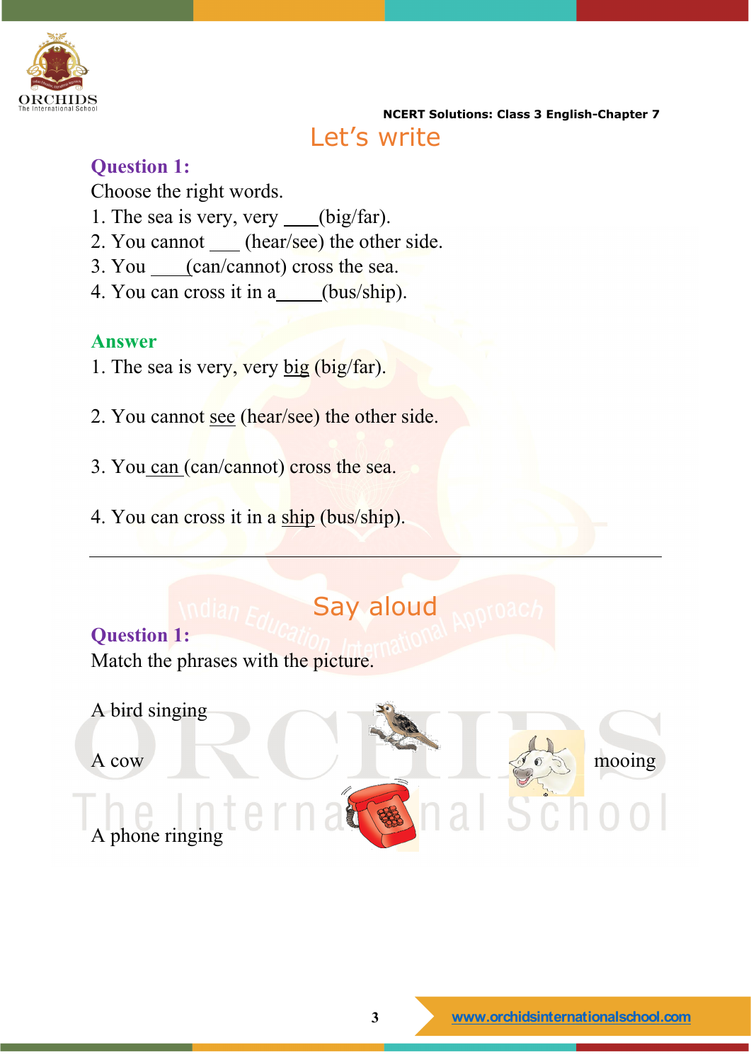## Let's write

**Question 1:**

Choose the right words.

1. The sea is very, very ___(big/far).
2. You cannot ___ (hear/see) the other side.
3. You ____(can/cannot) cross the sea.
4. You can cross it in a_____(bus/ship).

**Answer**

1. The sea is very, very big (big/far).

2. You cannot see (hear/see) the other side.

3. You can (can/cannot) cross the sea.

4. You can cross it in a ship (bus/ship).

---

## Say aloud

**Question 1:**

Match the phrases with the picture.

A bird singing

A cow mooing

A phone ringing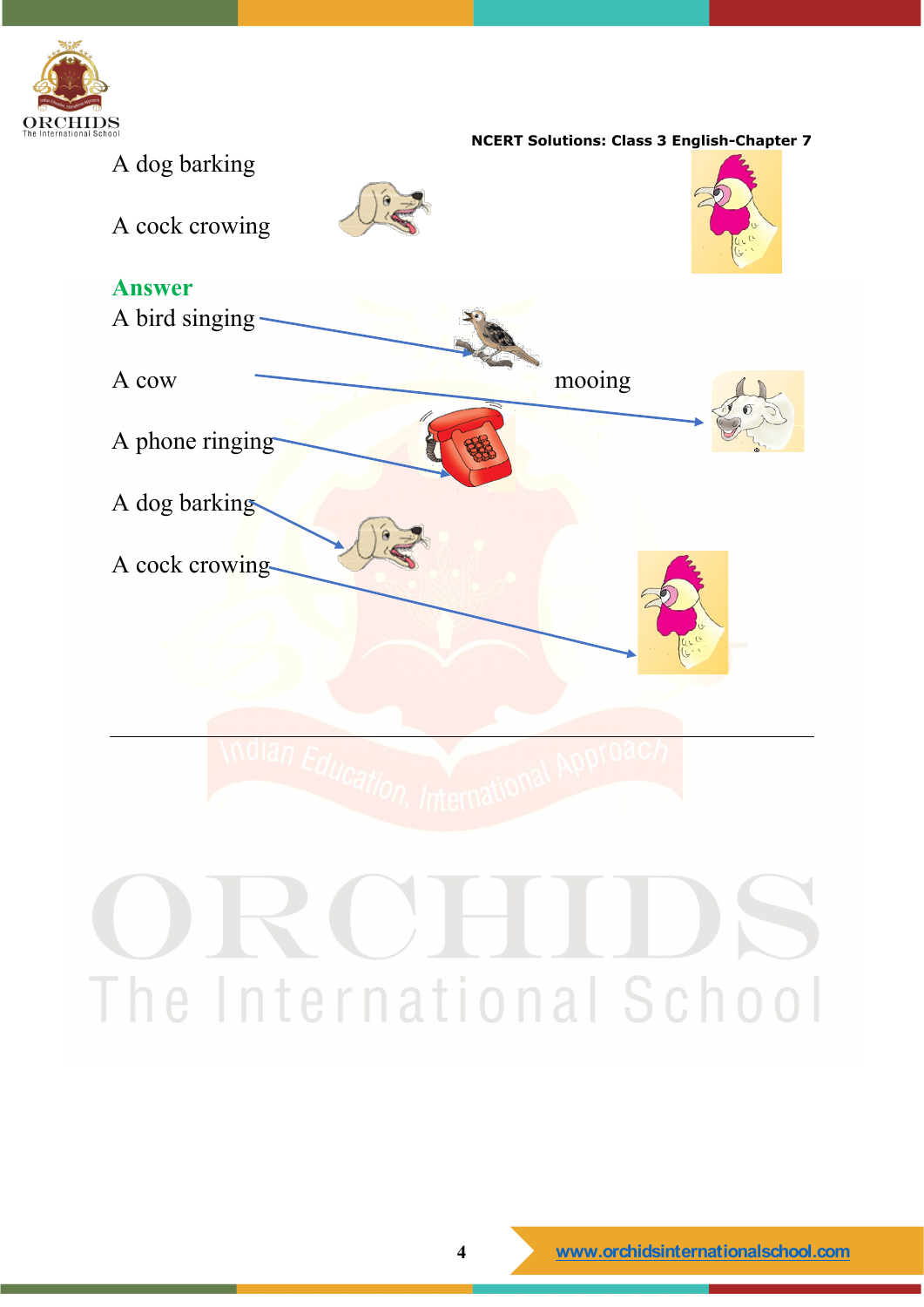A dog barking

A cock crowing

**Answer**

A bird singing

A cow mooing

A phone ringing

A dog barking

A cock crowing